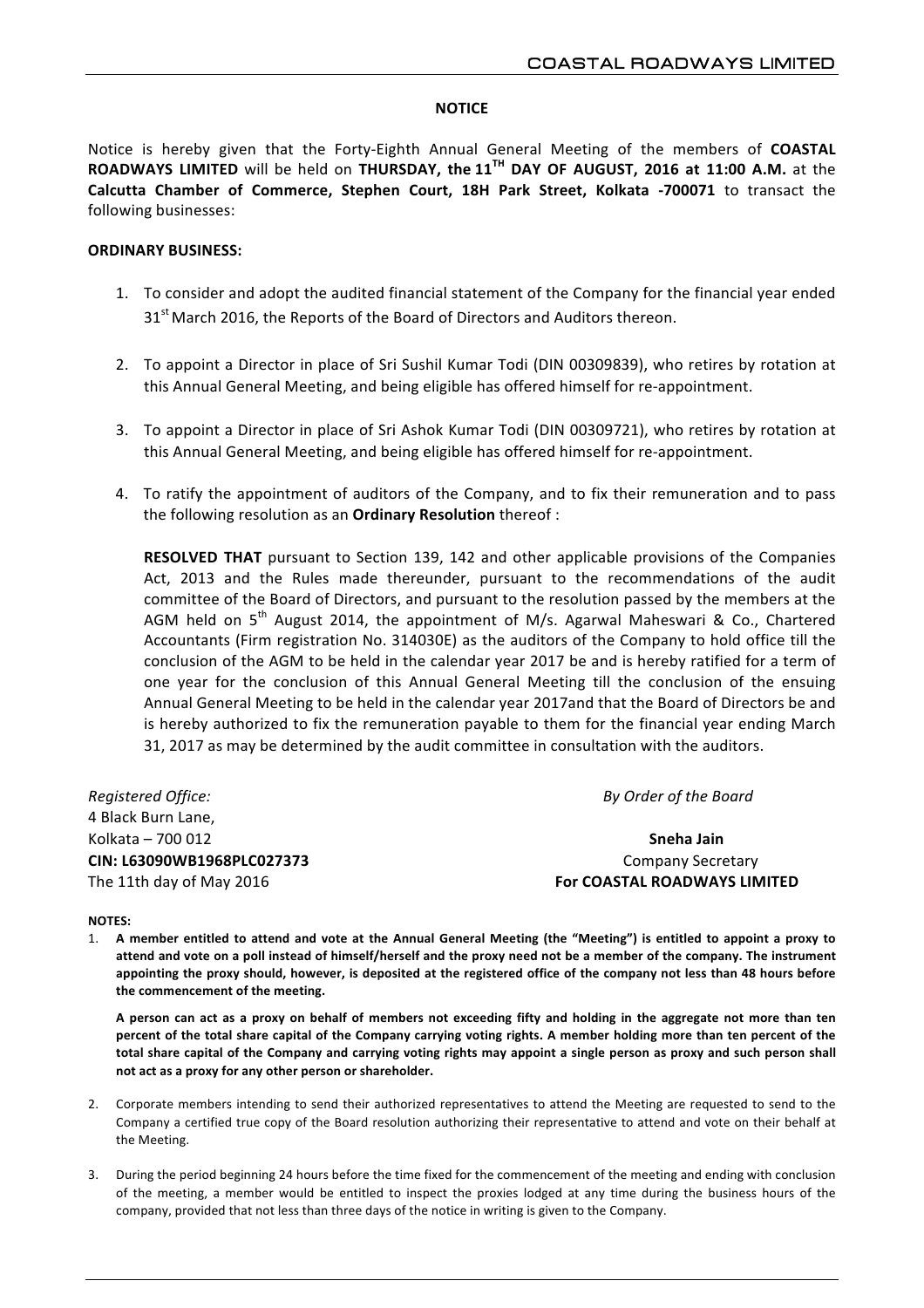## NOTICE

Notice is hereby given that the Forty-Eighth Annual General Meeting of the members of **COASTAL ROADWAYS LIMITED** will be held on **THURSDAY, the 11TH DAY OF AUGUST, 2016 at 11:00 A.M.** at the **Calcutta Chamber of Commerce, Stephen Court, 18H Park Street, Kolkata -700071** to transact the following businesses:

**ORDINARY BUSINESS:**

1. To consider and adopt the audited financial statement of the Company for the financial year ended 31st March 2016, the Reports of the Board of Directors and Auditors thereon.

2. To appoint a Director in place of Sri Sushil Kumar Todi (DIN 00309839), who retires by rotation at this Annual General Meeting, and being eligible has offered himself for re-appointment.

3. To appoint a Director in place of Sri Ashok Kumar Todi (DIN 00309721), who retires by rotation at this Annual General Meeting, and being eligible has offered himself for re-appointment.

4. To ratify the appointment of auditors of the Company, and to fix their remuneration and to pass the following resolution as an **Ordinary Resolution** thereof :

   **RESOLVED THAT** pursuant to Section 139, 142 and other applicable provisions of the Companies Act, 2013 and the Rules made thereunder, pursuant to the recommendations of the audit committee of the Board of Directors, and pursuant to the resolution passed by the members at the AGM held on 5th August 2014, the appointment of M/s. Agarwal Maheswari & Co., Chartered Accountants (Firm registration No. 314030E) as the auditors of the Company to hold office till the conclusion of the AGM to be held in the calendar year 2017 be and is hereby ratified for a term of one year for the conclusion of this Annual General Meeting till the conclusion of the ensuing Annual General Meeting to be held in the calendar year 2017and that the Board of Directors be and is hereby authorized to fix the remuneration payable to them for the financial year ending March 31, 2017 as may be determined by the audit committee in consultation with the auditors.

*Registered Office:*
4 Black Burn Lane,
Kolkata – 700 012
**CIN: L63090WB1968PLC027373**
The 11th day of May 2016

*By Order of the Board*

**Sneha Jain**
Company Secretary
**For COASTAL ROADWAYS LIMITED**

**NOTES:**

1. **A member entitled to attend and vote at the Annual General Meeting (the "Meeting") is entitled to appoint a proxy to attend and vote on a poll instead of himself/herself and the proxy need not be a member of the company. The instrument appointing the proxy should, however, is deposited at the registered office of the company not less than 48 hours before the commencement of the meeting.**

   **A person can act as a proxy on behalf of members not exceeding fifty and holding in the aggregate not more than ten percent of the total share capital of the Company carrying voting rights. A member holding more than ten percent of the total share capital of the Company and carrying voting rights may appoint a single person as proxy and such person shall not act as a proxy for any other person or shareholder.**

2. Corporate members intending to send their authorized representatives to attend the Meeting are requested to send to the Company a certified true copy of the Board resolution authorizing their representative to attend and vote on their behalf at the Meeting.

3. During the period beginning 24 hours before the time fixed for the commencement of the meeting and ending with conclusion of the meeting, a member would be entitled to inspect the proxies lodged at any time during the business hours of the company, provided that not less than three days of the notice in writing is given to the Company.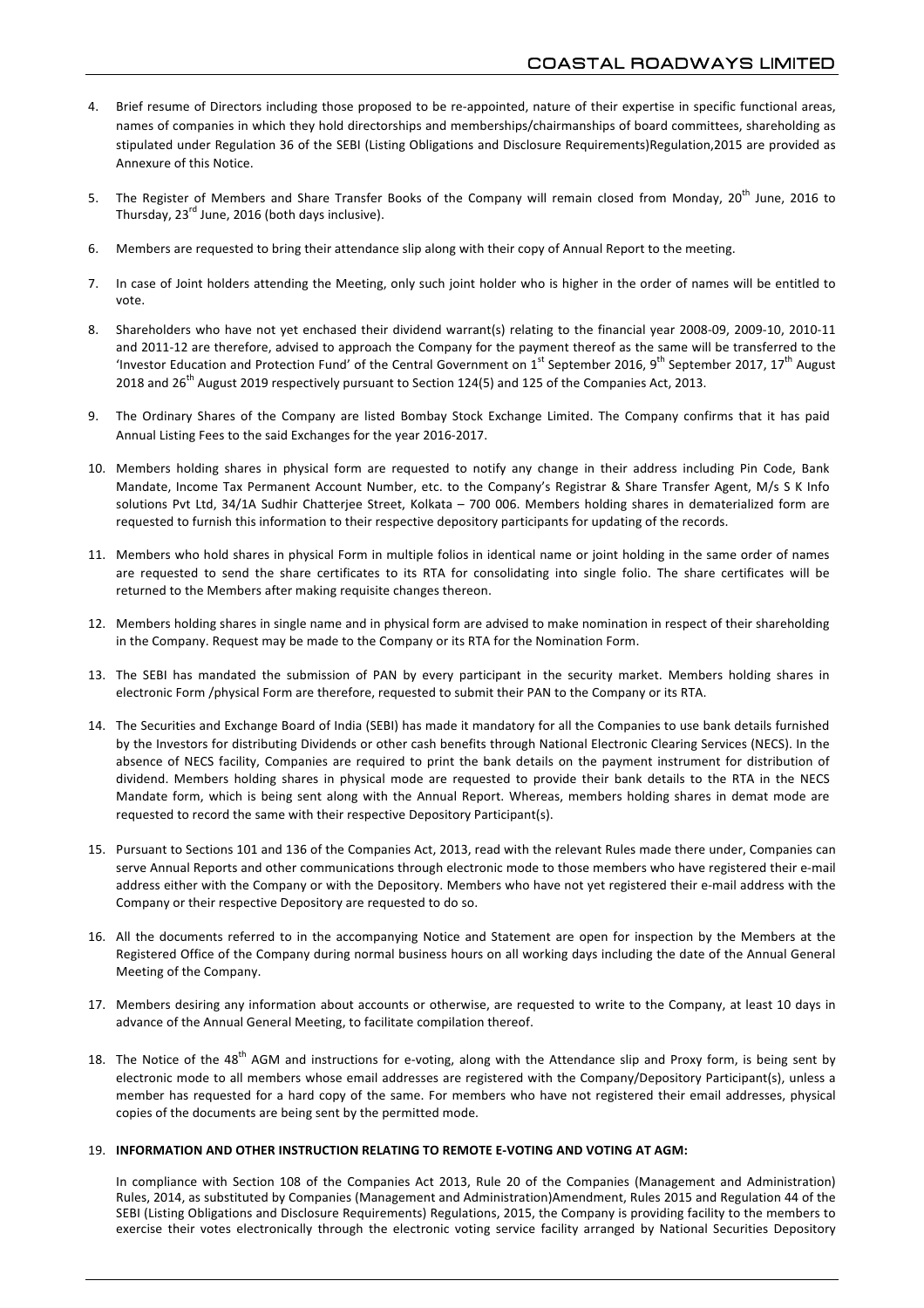4. Brief resume of Directors including those proposed to be re-appointed, nature of their expertise in specific functional areas, names of companies in which they hold directorships and memberships/chairmanships of board committees, shareholding as stipulated under Regulation 36 of the SEBI (Listing Obligations and Disclosure Requirements)Regulation,2015 are provided as Annexure of this Notice.

5. The Register of Members and Share Transfer Books of the Company will remain closed from Monday, 20th June, 2016 to Thursday, 23rd June, 2016 (both days inclusive).

6. Members are requested to bring their attendance slip along with their copy of Annual Report to the meeting.

7. In case of Joint holders attending the Meeting, only such joint holder who is higher in the order of names will be entitled to vote.

8. Shareholders who have not yet enchased their dividend warrant(s) relating to the financial year 2008-09, 2009-10, 2010-11 and 2011-12 are therefore, advised to approach the Company for the payment thereof as the same will be transferred to the 'Investor Education and Protection Fund' of the Central Government on 1st September 2016, 9th September 2017, 17th August 2018 and 26th August 2019 respectively pursuant to Section 124(5) and 125 of the Companies Act, 2013.

9. The Ordinary Shares of the Company are listed Bombay Stock Exchange Limited. The Company confirms that it has paid Annual Listing Fees to the said Exchanges for the year 2016-2017.

10. Members holding shares in physical form are requested to notify any change in their address including Pin Code, Bank Mandate, Income Tax Permanent Account Number, etc. to the Company's Registrar & Share Transfer Agent, M/s S K Info solutions Pvt Ltd, 34/1A Sudhir Chatterjee Street, Kolkata – 700 006. Members holding shares in dematerialized form are requested to furnish this information to their respective depository participants for updating of the records.

11. Members who hold shares in physical Form in multiple folios in identical name or joint holding in the same order of names are requested to send the share certificates to its RTA for consolidating into single folio. The share certificates will be returned to the Members after making requisite changes thereon.

12. Members holding shares in single name and in physical form are advised to make nomination in respect of their shareholding in the Company. Request may be made to the Company or its RTA for the Nomination Form.

13. The SEBI has mandated the submission of PAN by every participant in the security market. Members holding shares in electronic Form /physical Form are therefore, requested to submit their PAN to the Company or its RTA.

14. The Securities and Exchange Board of India (SEBI) has made it mandatory for all the Companies to use bank details furnished by the Investors for distributing Dividends or other cash benefits through National Electronic Clearing Services (NECS). In the absence of NECS facility, Companies are required to print the bank details on the payment instrument for distribution of dividend. Members holding shares in physical mode are requested to provide their bank details to the RTA in the NECS Mandate form, which is being sent along with the Annual Report. Whereas, members holding shares in demat mode are requested to record the same with their respective Depository Participant(s).

15. Pursuant to Sections 101 and 136 of the Companies Act, 2013, read with the relevant Rules made there under, Companies can serve Annual Reports and other communications through electronic mode to those members who have registered their e-mail address either with the Company or with the Depository. Members who have not yet registered their e-mail address with the Company or their respective Depository are requested to do so.

16. All the documents referred to in the accompanying Notice and Statement are open for inspection by the Members at the Registered Office of the Company during normal business hours on all working days including the date of the Annual General Meeting of the Company.

17. Members desiring any information about accounts or otherwise, are requested to write to the Company, at least 10 days in advance of the Annual General Meeting, to facilitate compilation thereof.

18. The Notice of the 48th AGM and instructions for e-voting, along with the Attendance slip and Proxy form, is being sent by electronic mode to all members whose email addresses are registered with the Company/Depository Participant(s), unless a member has requested for a hard copy of the same. For members who have not registered their email addresses, physical copies of the documents are being sent by the permitted mode.

19. **INFORMATION AND OTHER INSTRUCTION RELATING TO REMOTE E-VOTING AND VOTING AT AGM:**

   In compliance with Section 108 of the Companies Act 2013, Rule 20 of the Companies (Management and Administration) Rules, 2014, as substituted by Companies (Management and Administration)Amendment, Rules 2015 and Regulation 44 of the SEBI (Listing Obligations and Disclosure Requirements) Regulations, 2015, the Company is providing facility to the members to exercise their votes electronically through the electronic voting service facility arranged by National Securities Depository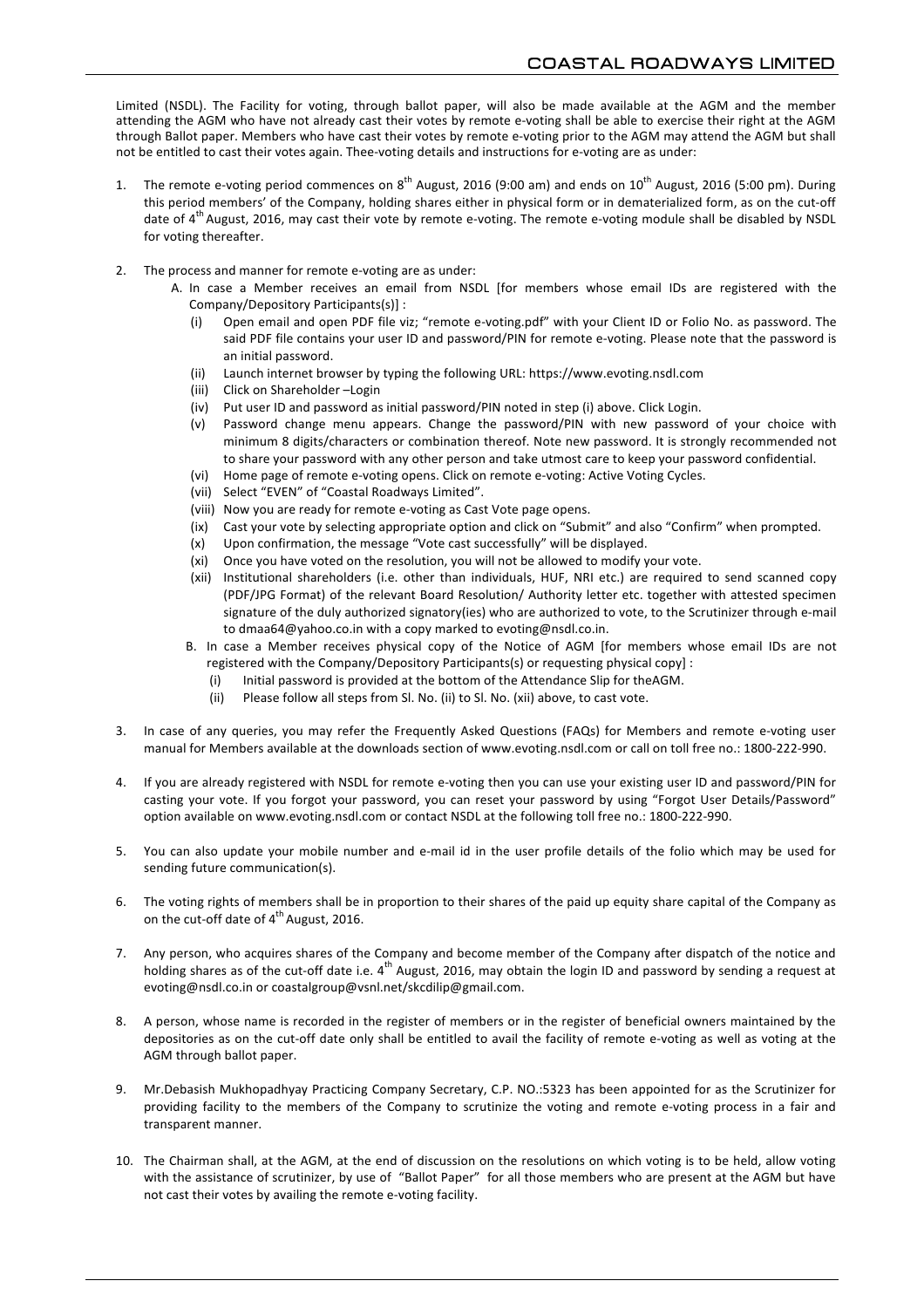Limited (NSDL). The Facility for voting, through ballot paper, will also be made available at the AGM and the member attending the AGM who have not already cast their votes by remote e-voting shall be able to exercise their right at the AGM through Ballot paper. Members who have cast their votes by remote e-voting prior to the AGM may attend the AGM but shall not be entitled to cast their votes again. Thee-voting details and instructions for e-voting are as under:

1. The remote e-voting period commences on 8th August, 2016 (9:00 am) and ends on 10th August, 2016 (5:00 pm). During this period members' of the Company, holding shares either in physical form or in dematerialized form, as on the cut-off date of 4th August, 2016, may cast their vote by remote e-voting. The remote e-voting module shall be disabled by NSDL for voting thereafter.

2. The process and manner for remote e-voting are as under:
   - A. In case a Member receives an email from NSDL [for members whose email IDs are registered with the Company/Depository Participants(s)] :
     - (i) Open email and open PDF file viz; "remote e-voting.pdf" with your Client ID or Folio No. as password. The said PDF file contains your user ID and password/PIN for remote e-voting. Please note that the password is an initial password.
     - (ii) Launch internet browser by typing the following URL: https://www.evoting.nsdl.com
     - (iii) Click on Shareholder –Login
     - (iv) Put user ID and password as initial password/PIN noted in step (i) above. Click Login.
     - (v) Password change menu appears. Change the password/PIN with new password of your choice with minimum 8 digits/characters or combination thereof. Note new password. It is strongly recommended not to share your password with any other person and take utmost care to keep your password confidential.
     - (vi) Home page of remote e-voting opens. Click on remote e-voting: Active Voting Cycles.
     - (vii) Select "EVEN" of "Coastal Roadways Limited".
     - (viii) Now you are ready for remote e-voting as Cast Vote page opens.
     - (ix) Cast your vote by selecting appropriate option and click on "Submit" and also "Confirm" when prompted.
     - (x) Upon confirmation, the message "Vote cast successfully" will be displayed.
     - (xi) Once you have voted on the resolution, you will not be allowed to modify your vote.
     - (xii) Institutional shareholders (i.e. other than individuals, HUF, NRI etc.) are required to send scanned copy (PDF/JPG Format) of the relevant Board Resolution/ Authority letter etc. together with attested specimen signature of the duly authorized signatory(ies) who are authorized to vote, to the Scrutinizer through e-mail to dmaa64@yahoo.co.in with a copy marked to evoting@nsdl.co.in.
   - B. In case a Member receives physical copy of the Notice of AGM [for members whose email IDs are not registered with the Company/Depository Participants(s) or requesting physical copy] :
     - (i) Initial password is provided at the bottom of the Attendance Slip for theAGM.
     - (ii) Please follow all steps from Sl. No. (ii) to Sl. No. (xii) above, to cast vote.

3. In case of any queries, you may refer the Frequently Asked Questions (FAQs) for Members and remote e-voting user manual for Members available at the downloads section of www.evoting.nsdl.com or call on toll free no.: 1800-222-990.

4. If you are already registered with NSDL for remote e-voting then you can use your existing user ID and password/PIN for casting your vote. If you forgot your password, you can reset your password by using "Forgot User Details/Password" option available on www.evoting.nsdl.com or contact NSDL at the following toll free no.: 1800-222-990.

5. You can also update your mobile number and e-mail id in the user profile details of the folio which may be used for sending future communication(s).

6. The voting rights of members shall be in proportion to their shares of the paid up equity share capital of the Company as on the cut-off date of 4th August, 2016.

7. Any person, who acquires shares of the Company and become member of the Company after dispatch of the notice and holding shares as of the cut-off date i.e. 4th August, 2016, may obtain the login ID and password by sending a request at evoting@nsdl.co.in or coastalgroup@vsnl.net/skcdilip@gmail.com.

8. A person, whose name is recorded in the register of members or in the register of beneficial owners maintained by the depositories as on the cut-off date only shall be entitled to avail the facility of remote e-voting as well as voting at the AGM through ballot paper.

9. Mr.Debasish Mukhopadhyay Practicing Company Secretary, C.P. NO.:5323 has been appointed for as the Scrutinizer for providing facility to the members of the Company to scrutinize the voting and remote e-voting process in a fair and transparent manner.

10. The Chairman shall, at the AGM, at the end of discussion on the resolutions on which voting is to be held, allow voting with the assistance of scrutinizer, by use of "Ballot Paper" for all those members who are present at the AGM but have not cast their votes by availing the remote e-voting facility.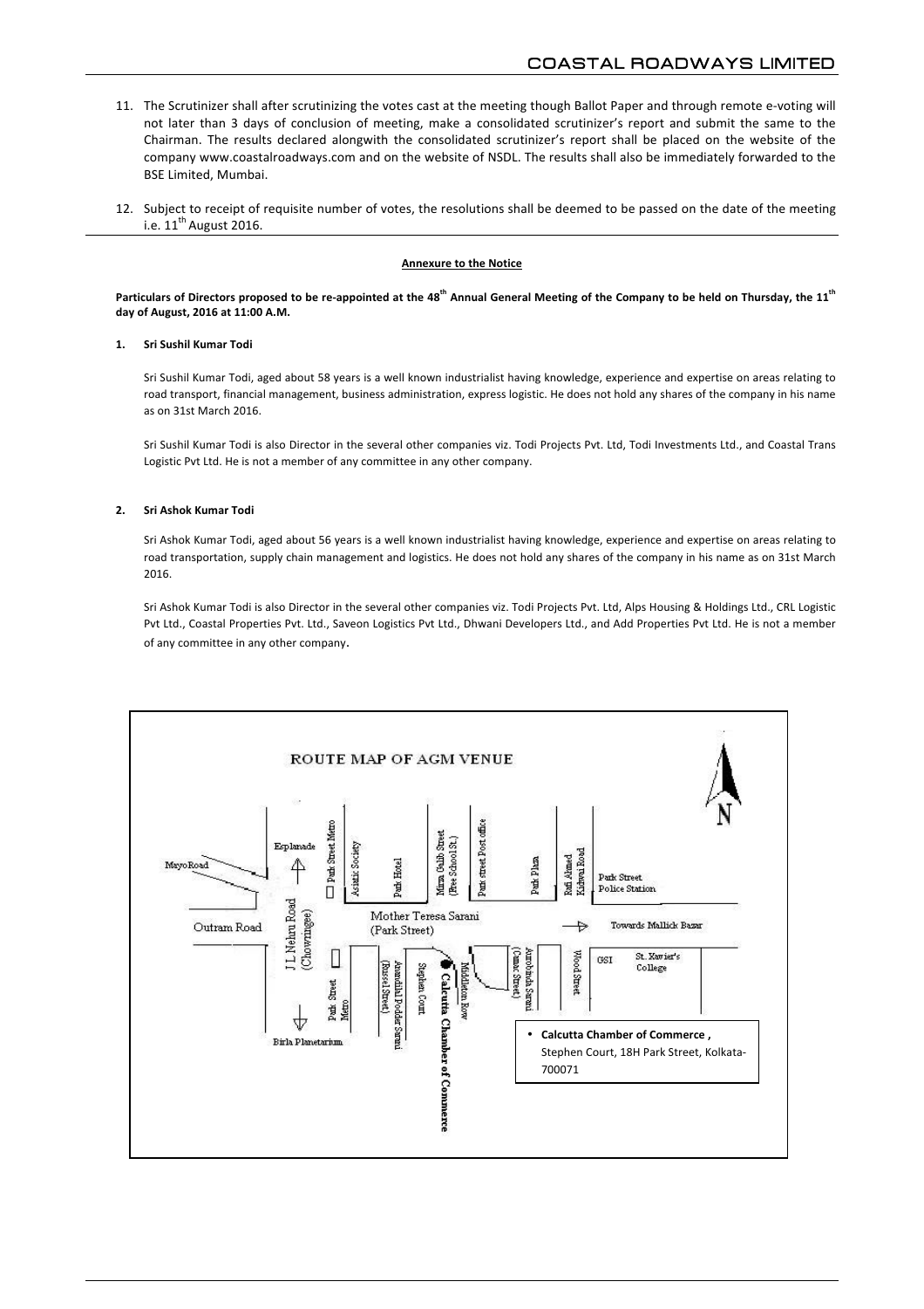11. The Scrutinizer shall after scrutinizing the votes cast at the meeting though Ballot Paper and through remote e-voting will not later than 3 days of conclusion of meeting, make a consolidated scrutinizer's report and submit the same to the Chairman. The results declared alongwith the consolidated scrutinizer's report shall be placed on the website of the company www.coastalroadways.com and on the website of NSDL. The results shall also be immediately forwarded to the BSE Limited, Mumbai.

12. Subject to receipt of requisite number of votes, the resolutions shall be deemed to be passed on the date of the meeting i.e. 11th August 2016.

## Annexure to the Notice

**Particulars of Directors proposed to be re-appointed at the 48th Annual General Meeting of the Company to be held on Thursday, the 11th day of August, 2016 at 11:00 A.M.**

**1. Sri Sushil Kumar Todi**

Sri Sushil Kumar Todi, aged about 58 years is a well known industrialist having knowledge, experience and expertise on areas relating to road transport, financial management, business administration, express logistic. He does not hold any shares of the company in his name as on 31st March 2016.

Sri Sushil Kumar Todi is also Director in the several other companies viz. Todi Projects Pvt. Ltd, Todi Investments Ltd., and Coastal Trans Logistic Pvt Ltd. He is not a member of any committee in any other company.

**2. Sri Ashok Kumar Todi**

Sri Ashok Kumar Todi, aged about 56 years is a well known industrialist having knowledge, experience and expertise on areas relating to road transportation, supply chain management and logistics. He does not hold any shares of the company in his name as on 31st March 2016.

Sri Ashok Kumar Todi is also Director in the several other companies viz. Todi Projects Pvt. Ltd, Alps Housing & Holdings Ltd., CRL Logistic Pvt Ltd., Coastal Properties Pvt. Ltd., Saveon Logistics Pvt Ltd., Dhwani Developers Ltd., and Add Properties Pvt Ltd. He is not a member of any committee in any other company.

ROUTE MAP OF AGM VENUE

N

Esplanade

Mayo Road

Park Street Metro

Asiatic Society

Park Hotel

Mirza Galib Street (Free School St.)

Park street Post office

Park Plaza

Rafi Ahmed Kidwai Road

Park Street Police Station

Outram Road

J L Nehru Road (Chowringee)

Mother Teresa Sarani (Park Street)

Towards Mallick Bazar

Park Street Metro

Birla Planetarium

Anandilal Poddar Sarani (Russel Street)

Stephen Court

Calcutta Chamber of Commerce

Middleton Row

Aurobinda Sarani (Camac Street)

Wood Street

GSI

St. Xavier's College

- **Calcutta Chamber of Commerce ,**
  Stephen Court, 18H Park Street, Kolkata-700071